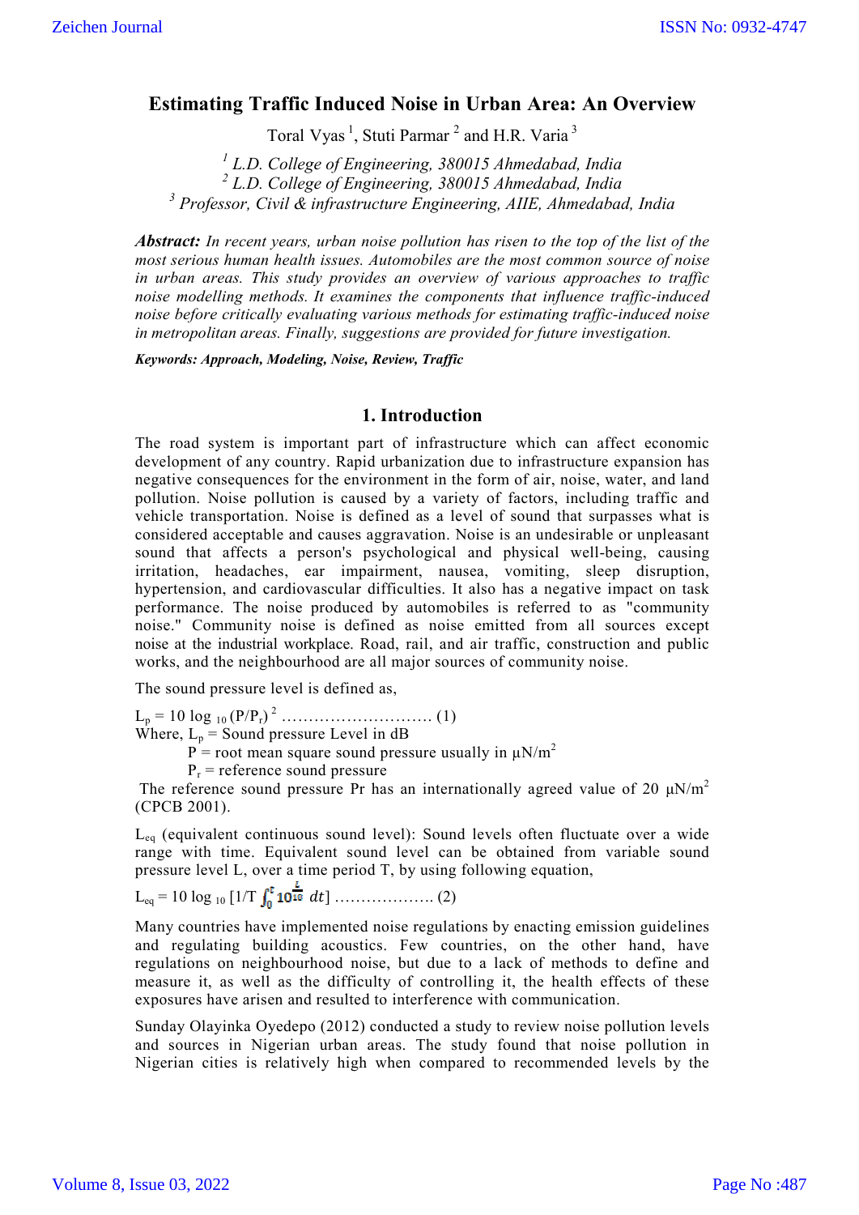# Estimating Traffic Induced Noise in Urban Area: An Overview

Toral Vyas [1], Stuti Parmar [2] and H.R. Varia [3]

*[1] L.D. College of Engineering, 380015 Ahmedabad, India*
*[2] L.D. College of Engineering, 380015 Ahmedabad, India*
*[3] Professor, Civil & infrastructure Engineering, AIIE, Ahmedabad, India*

***Abstract:*** *In recent years, urban noise pollution has risen to the top of the list of the most serious human health issues. Automobiles are the most common source of noise in urban areas. This study provides an overview of various approaches to traffic noise modelling methods. It examines the components that influence traffic-induced noise before critically evaluating various methods for estimating traffic-induced noise in metropolitan areas. Finally, suggestions are provided for future investigation.*

***Keywords: Approach, Modeling, Noise, Review, Traffic***

## 1. Introduction

The road system is important part of infrastructure which can affect economic development of any country. Rapid urbanization due to infrastructure expansion has negative consequences for the environment in the form of air, noise, water, and land pollution. Noise pollution is caused by a variety of factors, including traffic and vehicle transportation. Noise is defined as a level of sound that surpasses what is considered acceptable and causes aggravation. Noise is an undesirable or unpleasant sound that affects a person's psychological and physical well-being, causing irritation, headaches, ear impairment, nausea, vomiting, sleep disruption, hypertension, and cardiovascular difficulties. It also has a negative impact on task performance. The noise produced by automobiles is referred to as "community noise." Community noise is defined as noise emitted from all sources except noise at the industrial workplace. Road, rail, and air traffic, construction and public works, and the neighbourhood are all major sources of community noise.

The sound pressure level is defined as,

$$L_p = 10 \log_{10} (P/P_r)^2 \quad \ldots\ldots\ldots\ldots\ldots\ldots\ldots\ldots\ldots (1)$$

Where, $L_p$ = Sound pressure Level in dB

$P$ = root mean square sound pressure usually in $\mu N/m^2$

$P_r$ = reference sound pressure

The reference sound pressure Pr has an internationally agreed value of 20 $\mu N/m^2$ (CPCB 2001).

$L_{eq}$ (equivalent continuous sound level): Sound levels often fluctuate over a wide range with time. Equivalent sound level can be obtained from variable sound pressure level L, over a time period T, by using following equation,

$$L_{eq} = 10 \log_{10} \left[1/T \int_0^T 10^{\frac{L}{10}} \, dt\right] \quad \ldots\ldots\ldots\ldots\ldots\ldots (2)$$

Many countries have implemented noise regulations by enacting emission guidelines and regulating building acoustics. Few countries, on the other hand, have regulations on neighbourhood noise, but due to a lack of methods to define and measure it, as well as the difficulty of controlling it, the health effects of these exposures have arisen and resulted to interference with communication.

Sunday Olayinka Oyedepo (2012) conducted a study to review noise pollution levels and sources in Nigerian urban areas. The study found that noise pollution in Nigerian cities is relatively high when compared to recommended levels by the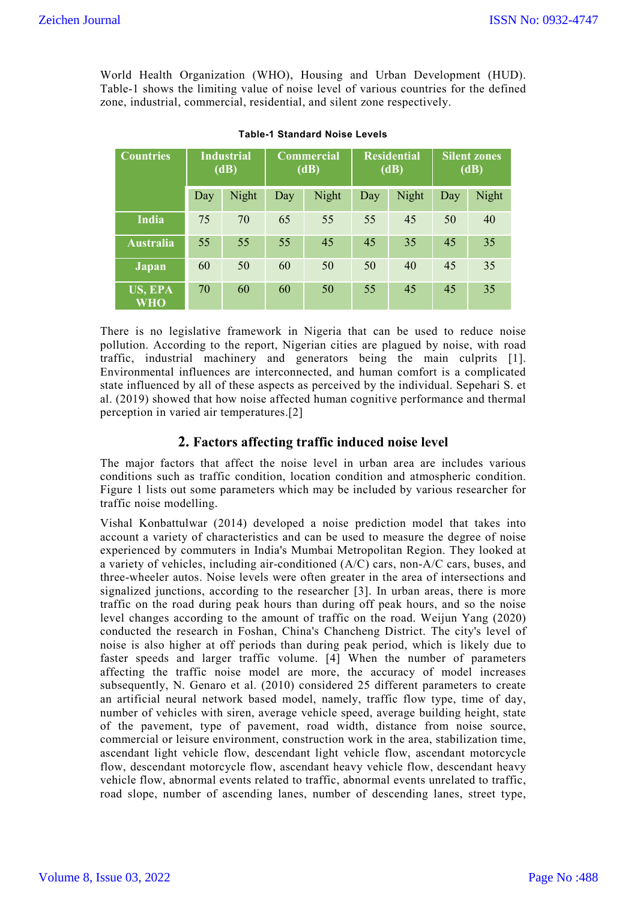World Health Organization (WHO), Housing and Urban Development (HUD). Table-1 shows the limiting value of noise level of various countries for the defined zone, industrial, commercial, residential, and silent zone respectively.

**Table-1 Standard Noise Levels**

| Countries | Industrial (dB) | | Commercial (dB) | | Residential (dB) | | Silent zones (dB) | |
|---|---|---|---|---|---|---|---|---|
| | Day | Night | Day | Night | Day | Night | Day | Night |
| India | 75 | 70 | 65 | 55 | 55 | 45 | 50 | 40 |
| Australia | 55 | 55 | 55 | 45 | 45 | 35 | 45 | 35 |
| Japan | 60 | 50 | 60 | 50 | 50 | 40 | 45 | 35 |
| US, EPA WHO | 70 | 60 | 60 | 50 | 55 | 45 | 45 | 35 |

There is no legislative framework in Nigeria that can be used to reduce noise pollution. According to the report, Nigerian cities are plagued by noise, with road traffic, industrial machinery and generators being the main culprits [1]. Environmental influences are interconnected, and human comfort is a complicated state influenced by all of these aspects as perceived by the individual. Sepehari S. et al. (2019) showed that how noise affected human cognitive performance and thermal perception in varied air temperatures.[2]

## 2. Factors affecting traffic induced noise level

The major factors that affect the noise level in urban area are includes various conditions such as traffic condition, location condition and atmospheric condition. Figure 1 lists out some parameters which may be included by various researcher for traffic noise modelling.

Vishal Konbattulwar (2014) developed a noise prediction model that takes into account a variety of characteristics and can be used to measure the degree of noise experienced by commuters in India's Mumbai Metropolitan Region. They looked at a variety of vehicles, including air-conditioned (A/C) cars, non-A/C cars, buses, and three-wheeler autos. Noise levels were often greater in the area of intersections and signalized junctions, according to the researcher [3]. In urban areas, there is more traffic on the road during peak hours than during off peak hours, and so the noise level changes according to the amount of traffic on the road. Weijun Yang (2020) conducted the research in Foshan, China's Chancheng District. The city's level of noise is also higher at off periods than during peak period, which is likely due to faster speeds and larger traffic volume. [4] When the number of parameters affecting the traffic noise model are more, the accuracy of model increases subsequently, N. Genaro et al. (2010) considered 25 different parameters to create an artificial neural network based model, namely, traffic flow type, time of day, number of vehicles with siren, average vehicle speed, average building height, state of the pavement, type of pavement, road width, distance from noise source, commercial or leisure environment, construction work in the area, stabilization time, ascendant light vehicle flow, descendant light vehicle flow, ascendant motorcycle flow, descendant motorcycle flow, ascendant heavy vehicle flow, descendant heavy vehicle flow, abnormal events related to traffic, abnormal events unrelated to traffic, road slope, number of ascending lanes, number of descending lanes, street type,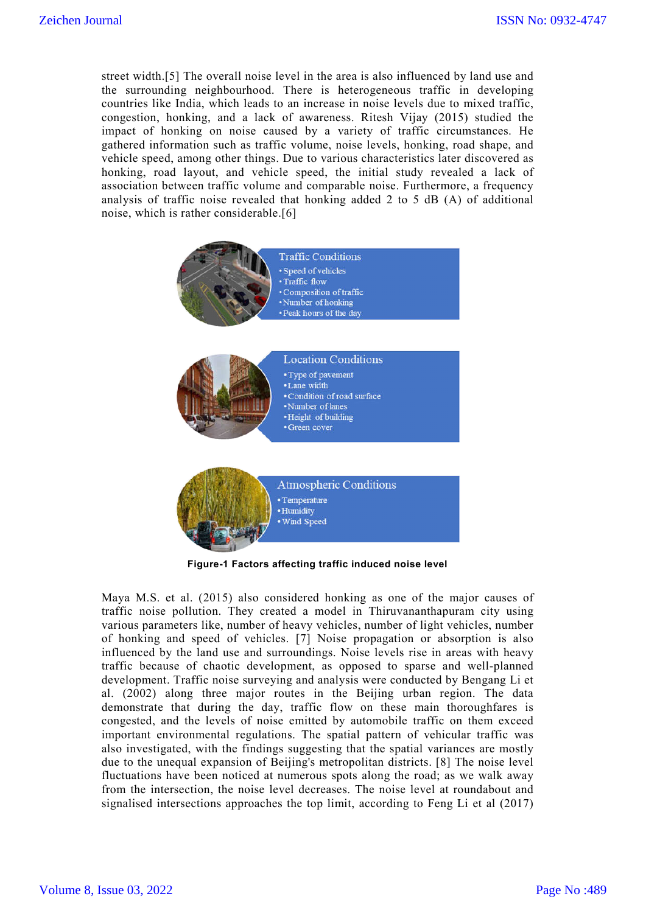street width.[5] The overall noise level in the area is also influenced by land use and the surrounding neighbourhood. There is heterogeneous traffic in developing countries like India, which leads to an increase in noise levels due to mixed traffic, congestion, honking, and a lack of awareness. Ritesh Vijay (2015) studied the impact of honking on noise caused by a variety of traffic circumstances. He gathered information such as traffic volume, noise levels, honking, road shape, and vehicle speed, among other things. Due to various characteristics later discovered as honking, road layout, and vehicle speed, the initial study revealed a lack of association between traffic volume and comparable noise. Furthermore, a frequency analysis of traffic noise revealed that honking added 2 to 5 dB (A) of additional noise, which is rather considerable.[6]

Traffic Conditions
- Speed of vehicles
- Traffic flow
- Composition of traffic
- Number of honking
- Peak hours of the day

Location Conditions
- Type of pavement
- Lane width
- Condition of road surface
- Number of lanes
- Height of building
- Green cover

Atmospheric Conditions
- Temperature
- Humidity
- Wind Speed

**Figure-1 Factors affecting traffic induced noise level**

Maya M.S. et al. (2015) also considered honking as one of the major causes of traffic noise pollution. They created a model in Thiruvananthapuram city using various parameters like, number of heavy vehicles, number of light vehicles, number of honking and speed of vehicles. [7] Noise propagation or absorption is also influenced by the land use and surroundings. Noise levels rise in areas with heavy traffic because of chaotic development, as opposed to sparse and well-planned development. Traffic noise surveying and analysis were conducted by Bengang Li et al. (2002) along three major routes in the Beijing urban region. The data demonstrate that during the day, traffic flow on these main thoroughfares is congested, and the levels of noise emitted by automobile traffic on them exceed important environmental regulations. The spatial pattern of vehicular traffic was also investigated, with the findings suggesting that the spatial variances are mostly due to the unequal expansion of Beijing's metropolitan districts. [8] The noise level fluctuations have been noticed at numerous spots along the road; as we walk away from the intersection, the noise level decreases. The noise level at roundabout and signalised intersections approaches the top limit, according to Feng Li et al (2017)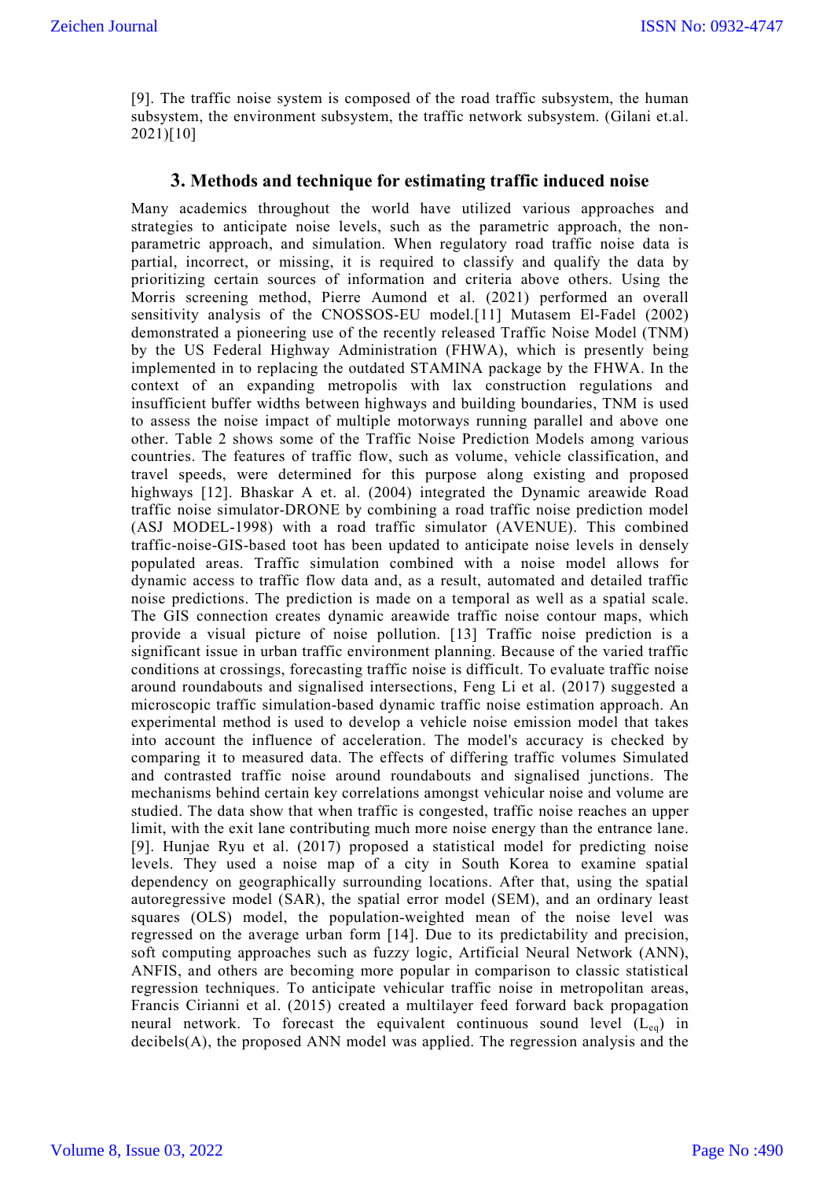[9]. The traffic noise system is composed of the road traffic subsystem, the human subsystem, the environment subsystem, the traffic network subsystem. (Gilani et.al. 2021)[10]

## 3. Methods and technique for estimating traffic induced noise

Many academics throughout the world have utilized various approaches and strategies to anticipate noise levels, such as the parametric approach, the non-parametric approach, and simulation. When regulatory road traffic noise data is partial, incorrect, or missing, it is required to classify and qualify the data by prioritizing certain sources of information and criteria above others. Using the Morris screening method, Pierre Aumond et al. (2021) performed an overall sensitivity analysis of the CNOSSOS-EU model.[11] Mutasem El-Fadel (2002) demonstrated a pioneering use of the recently released Traffic Noise Model (TNM) by the US Federal Highway Administration (FHWA), which is presently being implemented in to replacing the outdated STAMINA package by the FHWA. In the context of an expanding metropolis with lax construction regulations and insufficient buffer widths between highways and building boundaries, TNM is used to assess the noise impact of multiple motorways running parallel and above one other. Table 2 shows some of the Traffic Noise Prediction Models among various countries. The features of traffic flow, such as volume, vehicle classification, and travel speeds, were determined for this purpose along existing and proposed highways [12]. Bhaskar A et. al. (2004) integrated the Dynamic areawide Road traffic noise simulator-DRONE by combining a road traffic noise prediction model (ASJ MODEL-1998) with a road traffic simulator (AVENUE). This combined traffic-noise-GIS-based toot has been updated to anticipate noise levels in densely populated areas. Traffic simulation combined with a noise model allows for dynamic access to traffic flow data and, as a result, automated and detailed traffic noise predictions. The prediction is made on a temporal as well as a spatial scale. The GIS connection creates dynamic areawide traffic noise contour maps, which provide a visual picture of noise pollution. [13] Traffic noise prediction is a significant issue in urban traffic environment planning. Because of the varied traffic conditions at crossings, forecasting traffic noise is difficult. To evaluate traffic noise around roundabouts and signalised intersections, Feng Li et al. (2017) suggested a microscopic traffic simulation-based dynamic traffic noise estimation approach. An experimental method is used to develop a vehicle noise emission model that takes into account the influence of acceleration. The model's accuracy is checked by comparing it to measured data. The effects of differing traffic volumes Simulated and contrasted traffic noise around roundabouts and signalised junctions. The mechanisms behind certain key correlations amongst vehicular noise and volume are studied. The data show that when traffic is congested, traffic noise reaches an upper limit, with the exit lane contributing much more noise energy than the entrance lane. [9]. Hunjae Ryu et al. (2017) proposed a statistical model for predicting noise levels. They used a noise map of a city in South Korea to examine spatial dependency on geographically surrounding locations. After that, using the spatial autoregressive model (SAR), the spatial error model (SEM), and an ordinary least squares (OLS) model, the population-weighted mean of the noise level was regressed on the average urban form [14]. Due to its predictability and precision, soft computing approaches such as fuzzy logic, Artificial Neural Network (ANN), ANFIS, and others are becoming more popular in comparison to classic statistical regression techniques. To anticipate vehicular traffic noise in metropolitan areas, Francis Cirianni et al. (2015) created a multilayer feed forward back propagation neural network. To forecast the equivalent continuous sound level ($L_{eq}$) in decibels(A), the proposed ANN model was applied. The regression analysis and the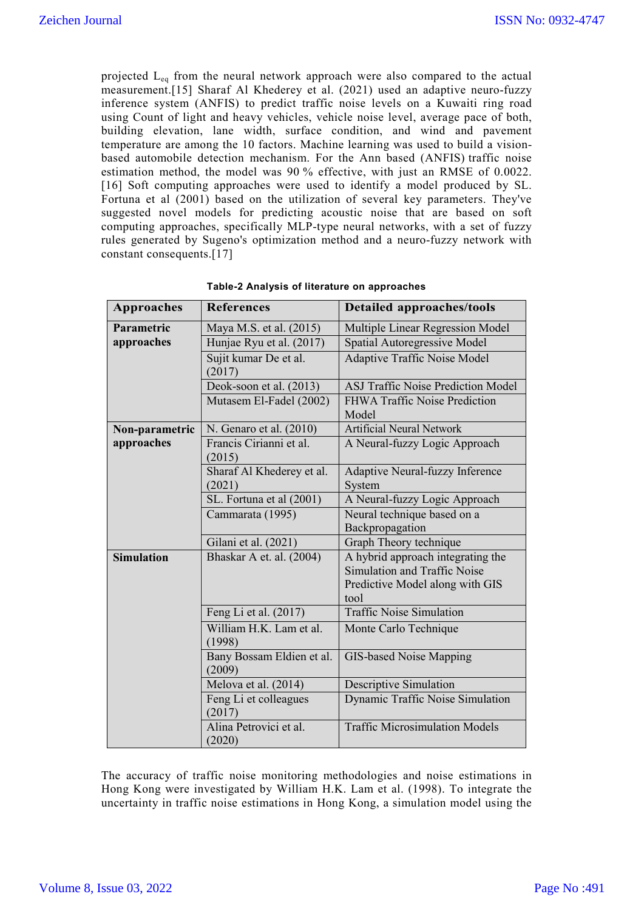projected $L_{eq}$ from the neural network approach were also compared to the actual measurement.[15] Sharaf Al Khederey et al. (2021) used an adaptive neuro-fuzzy inference system (ANFIS) to predict traffic noise levels on a Kuwaiti ring road using Count of light and heavy vehicles, vehicle noise level, average pace of both, building elevation, lane width, surface condition, and wind and pavement temperature are among the 10 factors. Machine learning was used to build a vision-based automobile detection mechanism. For the Ann based (ANFIS) traffic noise estimation method, the model was 90 % effective, with just an RMSE of 0.0022.[16] Soft computing approaches were used to identify a model produced by SL. Fortuna et al (2001) based on the utilization of several key parameters. They've suggested novel models for predicting acoustic noise that are based on soft computing approaches, specifically MLP-type neural networks, with a set of fuzzy rules generated by Sugeno's optimization method and a neuro-fuzzy network with constant consequents.[17]

**Table-2 Analysis of literature on approaches**

| Approaches | References | Detailed approaches/tools |
|---|---|---|
| **Parametric approaches** | Maya M.S. et al. (2015) | Multiple Linear Regression Model |
| | Hunjae Ryu et al. (2017) | Spatial Autoregressive Model |
| | Sujit kumar De et al. (2017) | Adaptive Traffic Noise Model |
| | Deok-soon et al. (2013) | ASJ Traffic Noise Prediction Model |
| | Mutasem El-Fadel (2002) | FHWA Traffic Noise Prediction Model |
| **Non-parametric approaches** | N. Genaro et al. (2010) | Artificial Neural Network |
| | Francis Cirianni et al. (2015) | A Neural-fuzzy Logic Approach |
| | Sharaf Al Khederey et al. (2021) | Adaptive Neural-fuzzy Inference System |
| | SL. Fortuna et al (2001) | A Neural-fuzzy Logic Approach |
| | Cammarata (1995) | Neural technique based on a Backpropagation |
| | Gilani et al. (2021) | Graph Theory technique |
| **Simulation** | Bhaskar A et. al. (2004) | A hybrid approach integrating the Simulation and Traffic Noise Predictive Model along with GIS tool |
| | Feng Li et al. (2017) | Traffic Noise Simulation |
| | William H.K. Lam et al. (1998) | Monte Carlo Technique |
| | Bany Bossam Eldien et al. (2009) | GIS-based Noise Mapping |
| | Melova et al. (2014) | Descriptive Simulation |
| | Feng Li et colleagues (2017) | Dynamic Traffic Noise Simulation |
| | Alina Petrovici et al. (2020) | Traffic Microsimulation Models |

The accuracy of traffic noise monitoring methodologies and noise estimations in Hong Kong were investigated by William H.K. Lam et al. (1998). To integrate the uncertainty in traffic noise estimations in Hong Kong, a simulation model using the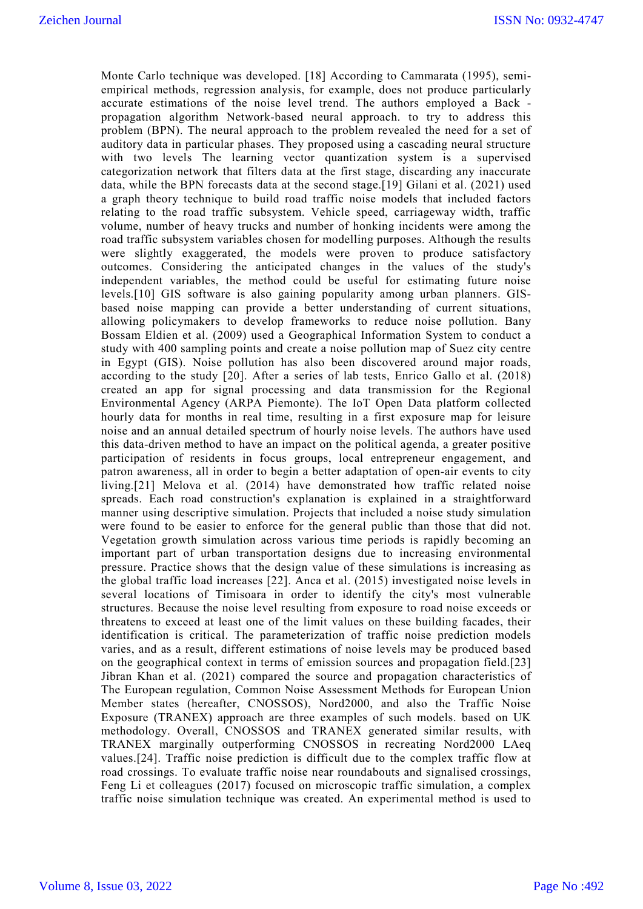Monte Carlo technique was developed. [18] According to Cammarata (1995), semi-empirical methods, regression analysis, for example, does not produce particularly accurate estimations of the noise level trend. The authors employed a Back - propagation algorithm Network-based neural approach. to try to address this problem (BPN). The neural approach to the problem revealed the need for a set of auditory data in particular phases. They proposed using a cascading neural structure with two levels The learning vector quantization system is a supervised categorization network that filters data at the first stage, discarding any inaccurate data, while the BPN forecasts data at the second stage.[19] Gilani et al. (2021) used a graph theory technique to build road traffic noise models that included factors relating to the road traffic subsystem. Vehicle speed, carriageway width, traffic volume, number of heavy trucks and number of honking incidents were among the road traffic subsystem variables chosen for modelling purposes. Although the results were slightly exaggerated, the models were proven to produce satisfactory outcomes. Considering the anticipated changes in the values of the study's independent variables, the method could be useful for estimating future noise levels.[10] GIS software is also gaining popularity among urban planners. GIS-based noise mapping can provide a better understanding of current situations, allowing policymakers to develop frameworks to reduce noise pollution. Bany Bossam Eldien et al. (2009) used a Geographical Information System to conduct a study with 400 sampling points and create a noise pollution map of Suez city centre in Egypt (GIS). Noise pollution has also been discovered around major roads, according to the study [20]. After a series of lab tests, Enrico Gallo et al. (2018) created an app for signal processing and data transmission for the Regional Environmental Agency (ARPA Piemonte). The IoT Open Data platform collected hourly data for months in real time, resulting in a first exposure map for leisure noise and an annual detailed spectrum of hourly noise levels. The authors have used this data-driven method to have an impact on the political agenda, a greater positive participation of residents in focus groups, local entrepreneur engagement, and patron awareness, all in order to begin a better adaptation of open-air events to city living.[21] Melova et al. (2014) have demonstrated how traffic related noise spreads. Each road construction's explanation is explained in a straightforward manner using descriptive simulation. Projects that included a noise study simulation were found to be easier to enforce for the general public than those that did not. Vegetation growth simulation across various time periods is rapidly becoming an important part of urban transportation designs due to increasing environmental pressure. Practice shows that the design value of these simulations is increasing as the global traffic load increases [22]. Anca et al. (2015) investigated noise levels in several locations of Timisoara in order to identify the city's most vulnerable structures. Because the noise level resulting from exposure to road noise exceeds or threatens to exceed at least one of the limit values on these building facades, their identification is critical. The parameterization of traffic noise prediction models varies, and as a result, different estimations of noise levels may be produced based on the geographical context in terms of emission sources and propagation field.[23] Jibran Khan et al. (2021) compared the source and propagation characteristics of The European regulation, Common Noise Assessment Methods for European Union Member states (hereafter, CNOSSOS), Nord2000, and also the Traffic Noise Exposure (TRANEX) approach are three examples of such models. based on UK methodology. Overall, CNOSSOS and TRANEX generated similar results, with TRANEX marginally outperforming CNOSSOS in recreating Nord2000 LAeq values.[24]. Traffic noise prediction is difficult due to the complex traffic flow at road crossings. To evaluate traffic noise near roundabouts and signalised crossings, Feng Li et colleagues (2017) focused on microscopic traffic simulation, a complex traffic noise simulation technique was created. An experimental method is used to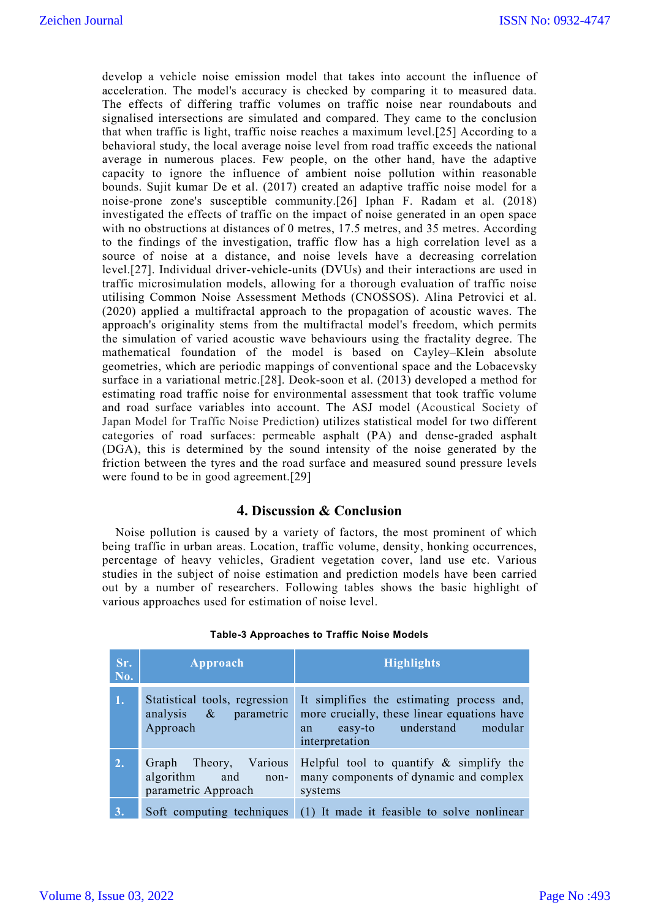develop a vehicle noise emission model that takes into account the influence of acceleration. The model's accuracy is checked by comparing it to measured data. The effects of differing traffic volumes on traffic noise near roundabouts and signalised intersections are simulated and compared. They came to the conclusion that when traffic is light, traffic noise reaches a maximum level.[25] According to a behavioral study, the local average noise level from road traffic exceeds the national average in numerous places. Few people, on the other hand, have the adaptive capacity to ignore the influence of ambient noise pollution within reasonable bounds. Sujit kumar De et al. (2017) created an adaptive traffic noise model for a noise-prone zone's susceptible community.[26] Iphan F. Radam et al. (2018) investigated the effects of traffic on the impact of noise generated in an open space with no obstructions at distances of 0 metres, 17.5 metres, and 35 metres. According to the findings of the investigation, traffic flow has a high correlation level as a source of noise at a distance, and noise levels have a decreasing correlation level.[27]. Individual driver-vehicle-units (DVUs) and their interactions are used in traffic microsimulation models, allowing for a thorough evaluation of traffic noise utilising Common Noise Assessment Methods (CNOSSOS). Alina Petrovici et al. (2020) applied a multifractal approach to the propagation of acoustic waves. The approach's originality stems from the multifractal model's freedom, which permits the simulation of varied acoustic wave behaviours using the fractality degree. The mathematical foundation of the model is based on Cayley–Klein absolute geometries, which are periodic mappings of conventional space and the Lobacevsky surface in a variational metric.[28]. Deok-soon et al. (2013) developed a method for estimating road traffic noise for environmental assessment that took traffic volume and road surface variables into account. The ASJ model (Acoustical Society of Japan Model for Traffic Noise Prediction) utilizes statistical model for two different categories of road surfaces: permeable asphalt (PA) and dense-graded asphalt (DGA), this is determined by the sound intensity of the noise generated by the friction between the tyres and the road surface and measured sound pressure levels were found to be in good agreement.[29]

## 4. Discussion & Conclusion

Noise pollution is caused by a variety of factors, the most prominent of which being traffic in urban areas. Location, traffic volume, density, honking occurrences, percentage of heavy vehicles, Gradient vegetation cover, land use etc. Various studies in the subject of noise estimation and prediction models have been carried out by a number of researchers. Following tables shows the basic highlight of various approaches used for estimation of noise level.

**Table-3 Approaches to Traffic Noise Models**

| Sr. No. | Approach | Highlights |
|---|---|---|
| 1. | Statistical tools, regression analysis & parametric Approach | It simplifies the estimating process and, more crucially, these linear equations have an easy-to understand modular interpretation |
| 2. | Graph Theory, Various algorithm and non-parametric Approach | Helpful tool to quantify & simplify the many components of dynamic and complex systems |
| 3. | Soft computing techniques | (1) It made it feasible to solve nonlinear |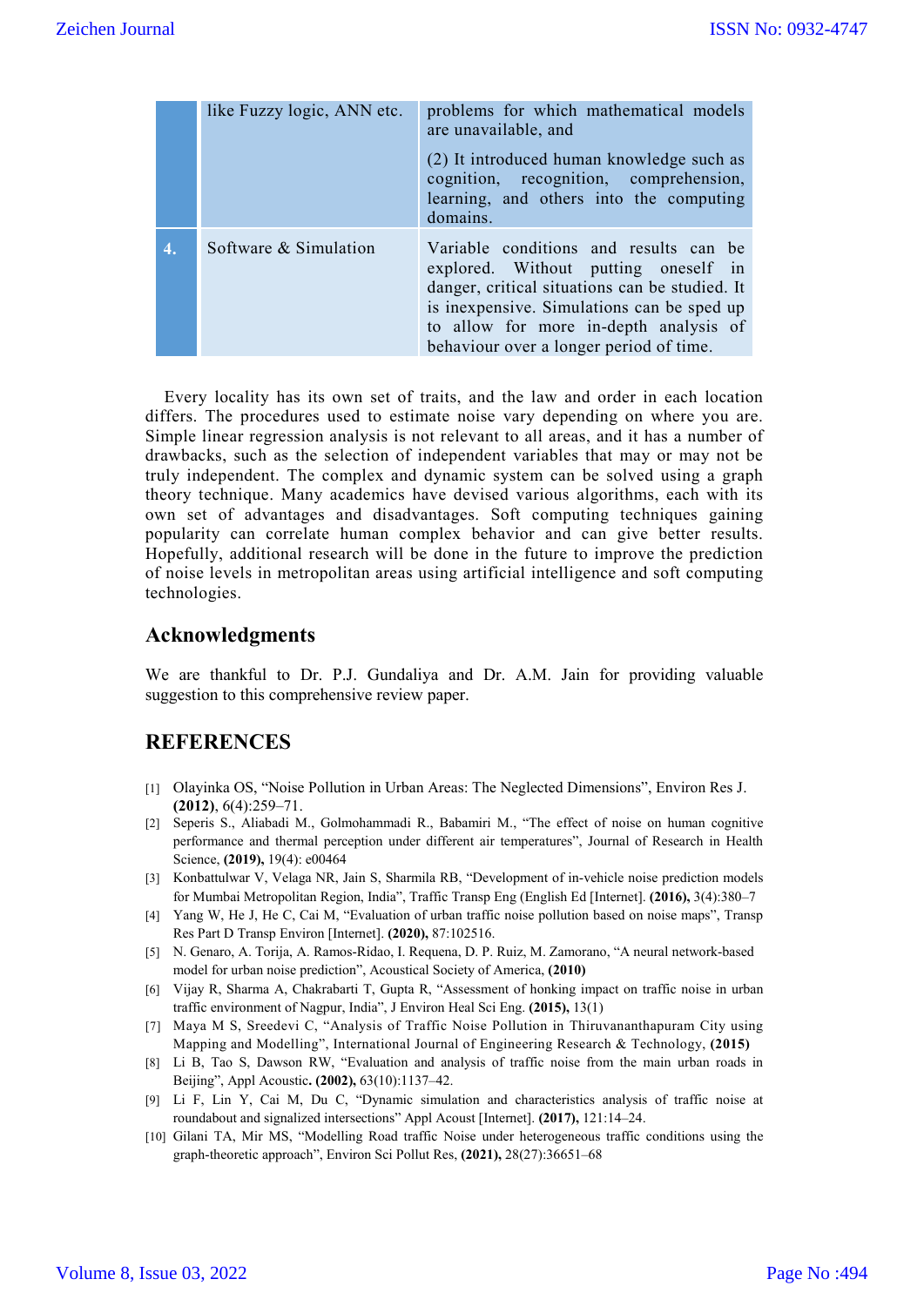|  | like Fuzzy logic, ANN etc. | problems for which mathematical models are unavailable, and<br>(2) It introduced human knowledge such as cognition, recognition, comprehension, learning, and others into the computing domains. |
|---|---|---|
| 4. | Software & Simulation | Variable conditions and results can be explored. Without putting oneself in danger, critical situations can be studied. It is inexpensive. Simulations can be sped up to allow for more in-depth analysis of behaviour over a longer period of time. |

Every locality has its own set of traits, and the law and order in each location differs. The procedures used to estimate noise vary depending on where you are. Simple linear regression analysis is not relevant to all areas, and it has a number of drawbacks, such as the selection of independent variables that may or may not be truly independent. The complex and dynamic system can be solved using a graph theory technique. Many academics have devised various algorithms, each with its own set of advantages and disadvantages. Soft computing techniques gaining popularity can correlate human complex behavior and can give better results. Hopefully, additional research will be done in the future to improve the prediction of noise levels in metropolitan areas using artificial intelligence and soft computing technologies.

## Acknowledgments

We are thankful to Dr. P.J. Gundaliya and Dr. A.M. Jain for providing valuable suggestion to this comprehensive review paper.

## REFERENCES

[1] Olayinka OS, "Noise Pollution in Urban Areas: The Neglected Dimensions", Environ Res J. **(2012)**, 6(4):259–71.

[2] Seperis S., Aliabadi M., Golmohammadi R., Babamiri M., "The effect of noise on human cognitive performance and thermal perception under different air temperatures", Journal of Research in Health Science, **(2019),** 19(4): e00464

[3] Konbattulwar V, Velaga NR, Jain S, Sharmila RB, "Development of in-vehicle noise prediction models for Mumbai Metropolitan Region, India", Traffic Transp Eng (English Ed [Internet]. **(2016),** 3(4):380–7

[4] Yang W, He J, He C, Cai M, "Evaluation of urban traffic noise pollution based on noise maps", Transp Res Part D Transp Environ [Internet]. **(2020),** 87:102516.

[5] N. Genaro, A. Torija, A. Ramos-Ridao, I. Requena, D. P. Ruiz, M. Zamorano, "A neural network-based model for urban noise prediction", Acoustical Society of America, **(2010)**

[6] Vijay R, Sharma A, Chakrabarti T, Gupta R, "Assessment of honking impact on traffic noise in urban traffic environment of Nagpur, India", J Environ Heal Sci Eng. **(2015),** 13(1)

[7] Maya M S, Sreedevi C, "Analysis of Traffic Noise Pollution in Thiruvananthapuram City using Mapping and Modelling", International Journal of Engineering Research & Technology, **(2015)**

[8] Li B, Tao S, Dawson RW, "Evaluation and analysis of traffic noise from the main urban roads in Beijing", Appl Acoustic**. (2002),** 63(10):1137–42.

[9] Li F, Lin Y, Cai M, Du C, "Dynamic simulation and characteristics analysis of traffic noise at roundabout and signalized intersections" Appl Acoust [Internet]. **(2017),** 121:14–24.

[10] Gilani TA, Mir MS, "Modelling Road traffic Noise under heterogeneous traffic conditions using the graph-theoretic approach", Environ Sci Pollut Res, **(2021),** 28(27):36651–68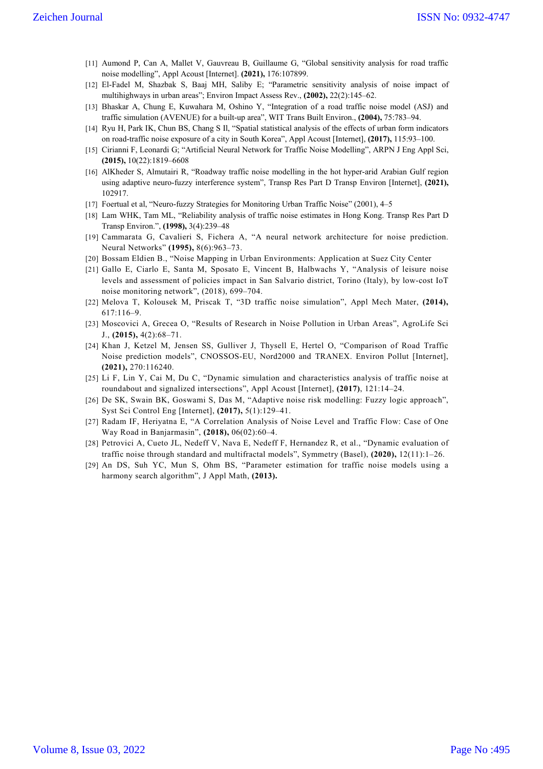[11] Aumond P, Can A, Mallet V, Gauvreau B, Guillaume G, "Global sensitivity analysis for road traffic noise modelling", Appl Acoust [Internet]. **(2021),** 176:107899.

[12] El-Fadel M, Shazbak S, Baaj MH, Saliby E; "Parametric sensitivity analysis of noise impact of multihighways in urban areas"; Environ Impact Assess Rev., **(2002),** 22(2):145–62.

[13] Bhaskar A, Chung E, Kuwahara M, Oshino Y, "Integration of a road traffic noise model (ASJ) and traffic simulation (AVENUE) for a built-up area", WIT Trans Built Environ., **(2004),** 75:783–94.

[14] Ryu H, Park IK, Chun BS, Chang S Il, "Spatial statistical analysis of the effects of urban form indicators on road-traffic noise exposure of a city in South Korea", Appl Acoust [Internet], **(2017),** 115:93–100.

[15] Cirianni F, Leonardi G; "Artificial Neural Network for Traffic Noise Modelling", ARPN J Eng Appl Sci, **(2015),** 10(22):1819–6608

[16] AlKheder S, Almutairi R, "Roadway traffic noise modelling in the hot hyper-arid Arabian Gulf region using adaptive neuro-fuzzy interference system", Transp Res Part D Transp Environ [Internet], **(2021),** 102917.

[17] Foertual et al, "Neuro-fuzzy Strategies for Monitoring Urban Traffic Noise" (2001), 4–5

[18] Lam WHK, Tam ML, "Reliability analysis of traffic noise estimates in Hong Kong. Transp Res Part D Transp Environ.", **(1998),** 3(4):239–48

[19] Cammarata G, Cavalieri S, Fichera A, "A neural network architecture for noise prediction. Neural Networks" **(1995),** 8(6):963–73.

[20] Bossam Eldien B., "Noise Mapping in Urban Environments: Application at Suez City Center

[21] Gallo E, Ciarlo E, Santa M, Sposato E, Vincent B, Halbwachs Y, "Analysis of leisure noise levels and assessment of policies impact in San Salvario district, Torino (Italy), by low-cost IoT noise monitoring network", (2018), 699–704.

[22] Melova T, Kolousek M, Priscak T, "3D traffic noise simulation", Appl Mech Mater, **(2014),** 617:116–9.

[23] Moscovici A, Grecea O, "Results of Research in Noise Pollution in Urban Areas", AgroLife Sci J., **(2015),** 4(2):68–71.

[24] Khan J, Ketzel M, Jensen SS, Gulliver J, Thysell E, Hertel O, "Comparison of Road Traffic Noise prediction models", CNOSSOS-EU, Nord2000 and TRANEX. Environ Pollut [Internet], **(2021),** 270:116240.

[25] Li F, Lin Y, Cai M, Du C, "Dynamic simulation and characteristics analysis of traffic noise at roundabout and signalized intersections", Appl Acoust [Internet], **(2017)**, 121:14–24.

[26] De SK, Swain BK, Goswami S, Das M, "Adaptive noise risk modelling: Fuzzy logic approach", Syst Sci Control Eng [Internet], **(2017),** 5(1):129–41.

[27] Radam IF, Heriyatna E, "A Correlation Analysis of Noise Level and Traffic Flow: Case of One Way Road in Banjarmasin", **(2018),** 06(02):60–4.

[28] Petrovici A, Cueto JL, Nedeff V, Nava E, Nedeff F, Hernandez R, et al., "Dynamic evaluation of traffic noise through standard and multifractal models", Symmetry (Basel), **(2020),** 12(11):1–26.

[29] An DS, Suh YC, Mun S, Ohm BS, "Parameter estimation for traffic noise models using a harmony search algorithm", J Appl Math, **(2013).**